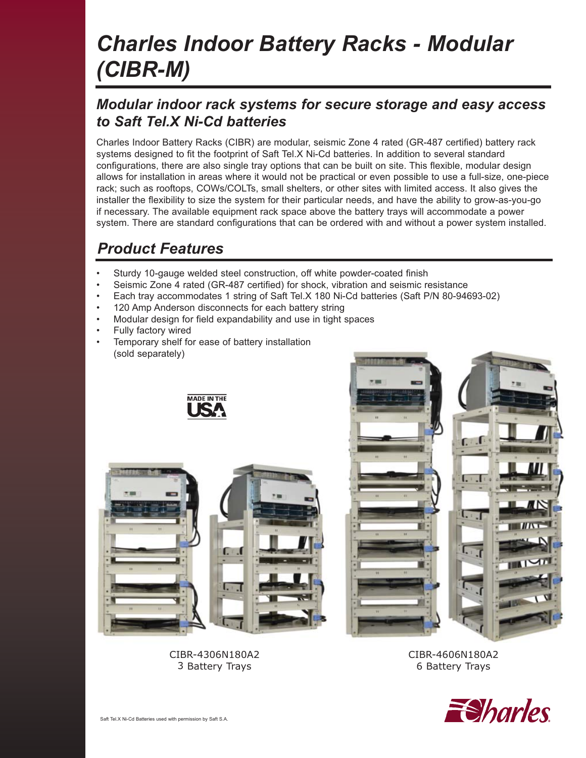# Charles Indoor Battery Racks - Modular (CIBR-M)

## Modular indoor rack systems for secure storage and easy access to Saft Tel.X Ni-Cd batteries

Charles Indoor Battery Racks (CIBR) are modular, seismic Zone 4 rated (GR-487 certified) battery rack systems designed to fit the footprint of Saft Tel.X Ni-Cd batteries. In addition to several standard configurations, there are also single tray options that can be built on site. This flexible, modular design allows for installation in areas where it would not be practical or even possible to use a full-size, one-piece rack; such as rooftops, COWs/COLTs, small shelters, or other sites with limited access. It also gives the installer the flexibility to size the system for their particular needs, and have the ability to grow-as-you-go if necessary. The available equipment rack space above the battery trays will accommodate a power system. There are standard configurations that can be ordered with and without a power system installed.

## Product Features

- Sturdy 10-gauge welded steel construction, off white powder-coated finish
- Seismic Zone 4 rated (GR-487 certified) for shock, vibration and seismic resistance
- Each tray accommodates 1 string of Saft Tel.X 180 Ni-Cd batteries (Saft P/N 80-94693-02)
- 120 Amp Anderson disconnects for each battery string
- Modular design for field expandability and use in tight spaces
- Fully factory wired
- Temporary shelf for ease of battery installation (sold separately)

MADE IN THE USA

CIBR-4306N180A2
3 Battery Trays

CIBR-4606N180A2
6 Battery Trays

Saft Tel.X Ni-Cd Batteries used with permission by Saft S.A.

Charles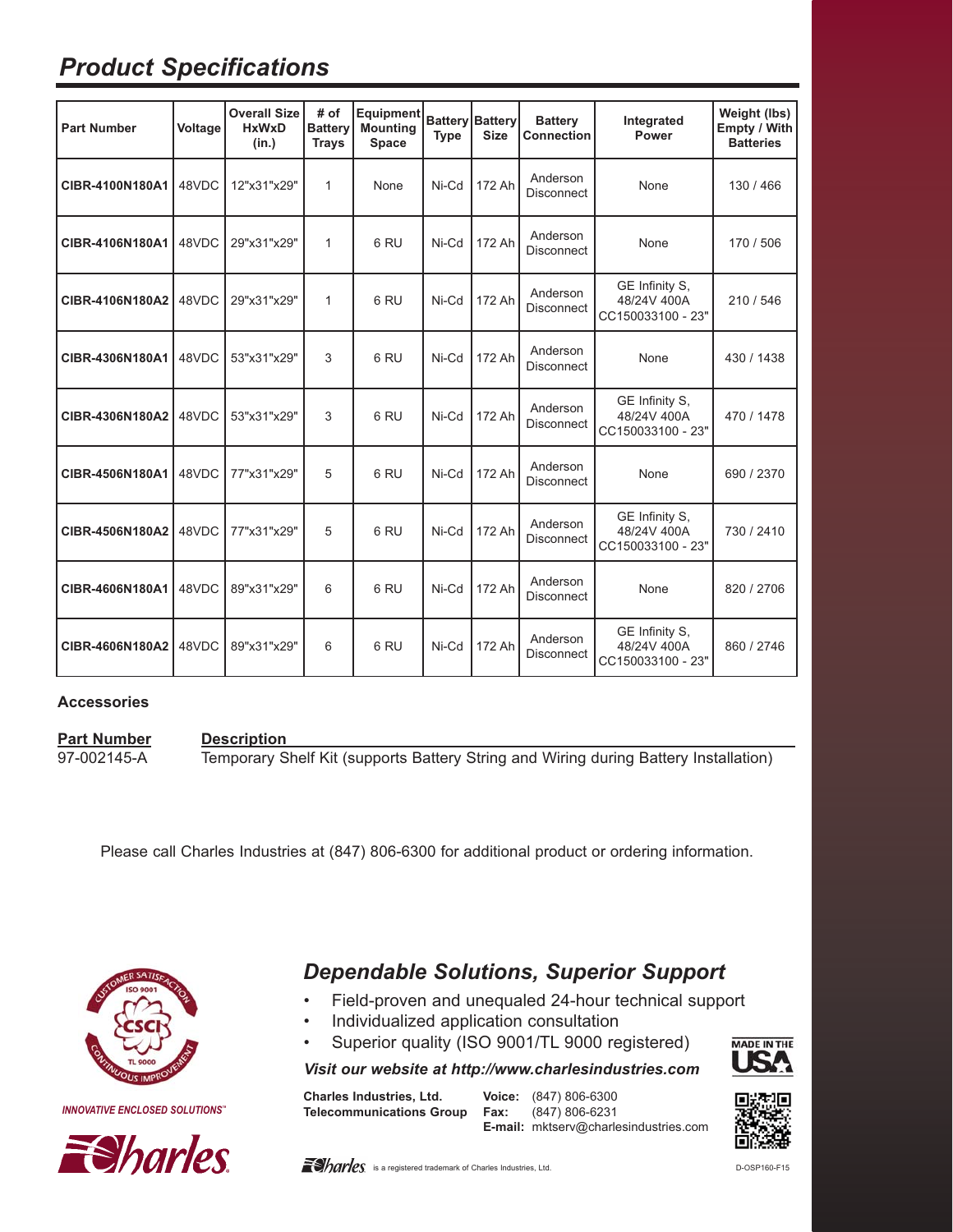## *Product Specifications*

| Part Number | Voltage | Overall Size HxWxD (in.) | # of Battery Trays | Equipment Mounting Space | Battery Type | Battery Size | Battery Connection | Integrated Power | Weight (lbs) Empty / With Batteries |
|---|---|---|---|---|---|---|---|---|---|
| **CIBR-4100N180A1** | 48VDC | 12"x31"x29" | 1 | None | Ni-Cd | 172 Ah | Anderson Disconnect | None | 130 / 466 |
| **CIBR-4106N180A1** | 48VDC | 29"x31"x29" | 1 | 6 RU | Ni-Cd | 172 Ah | Anderson Disconnect | None | 170 / 506 |
| **CIBR-4106N180A2** | 48VDC | 29"x31"x29" | 1 | 6 RU | Ni-Cd | 172 Ah | Anderson Disconnect | GE Infinity S, 48/24V 400A CC150033100 - 23" | 210 / 546 |
| **CIBR-4306N180A1** | 48VDC | 53"x31"x29" | 3 | 6 RU | Ni-Cd | 172 Ah | Anderson Disconnect | None | 430 / 1438 |
| **CIBR-4306N180A2** | 48VDC | 53"x31"x29" | 3 | 6 RU | Ni-Cd | 172 Ah | Anderson Disconnect | GE Infinity S, 48/24V 400A CC150033100 - 23" | 470 / 1478 |
| **CIBR-4506N180A1** | 48VDC | 77"x31"x29" | 5 | 6 RU | Ni-Cd | 172 Ah | Anderson Disconnect | None | 690 / 2370 |
| **CIBR-4506N180A2** | 48VDC | 77"x31"x29" | 5 | 6 RU | Ni-Cd | 172 Ah | Anderson Disconnect | GE Infinity S, 48/24V 400A CC150033100 - 23" | 730 / 2410 |
| **CIBR-4606N180A1** | 48VDC | 89"x31"x29" | 6 | 6 RU | Ni-Cd | 172 Ah | Anderson Disconnect | None | 820 / 2706 |
| **CIBR-4606N180A2** | 48VDC | 89"x31"x29" | 6 | 6 RU | Ni-Cd | 172 Ah | Anderson Disconnect | GE Infinity S, 48/24V 400A CC150033100 - 23" | 860 / 2746 |

### Accessories

| Part Number | Description |
|---|---|
| 97-002145-A | Temporary Shelf Kit (supports Battery String and Wiring during Battery Installation) |

Please call Charles Industries at (847) 806-6300 for additional product or ordering information.

ISO 9001 CSCI TL 9000 — Customer Satisfaction, Continuous Improvement

*INNOVATIVE ENCLOSED SOLUTIONS™*

Charles

## *Dependable Solutions, Superior Support*

- Field-proven and unequaled 24-hour technical support
- Individualized application consultation
- Superior quality (ISO 9001/TL 9000 registered)

***Visit our website at http://www.charlesindustries.com***

MADE IN THE USA

**Charles Industries, Ltd.**
**Telecommunications Group**

**Voice:** (847) 806-6300
**Fax:** (847) 806-6231
**E-mail:** mktserv@charlesindustries.com

Charles is a registered trademark of Charles Industries, Ltd.

D-OSP160-F15